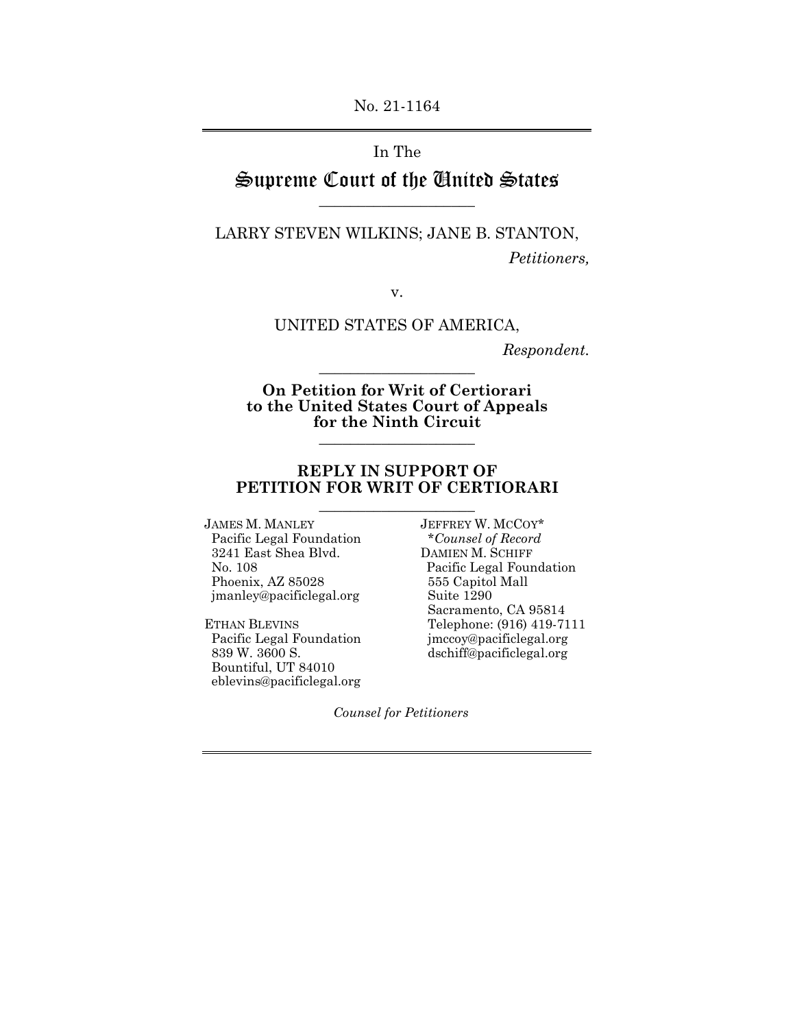No. 21-1164

In The

# Supreme Court of the United States

LARRY STEVEN WILKINS; JANE B. STANTON,

*Petitioners,*

v.

UNITED STATES OF AMERICA,

*Respondent.*

**On Petition for Writ of Certiorari to the United States Court of Appeals for the Ninth Circuit**

## REPLY IN SUPPORT OF PETITION FOR WRIT OF CERTIORARI

JAMES M. MANLEY
Pacific Legal Foundation
3241 East Shea Blvd.
No. 108
Phoenix, AZ 85028
jmanley@pacificlegal.org

ETHAN BLEVINS
Pacific Legal Foundation
839 W. 3600 S.
Bountiful, UT 84010
eblevins@pacificlegal.org

JEFFREY W. MCCOY*
*Counsel of Record*
DAMIEN M. SCHIFF
Pacific Legal Foundation
555 Capitol Mall
Suite 1290
Sacramento, CA 95814
Telephone: (916) 419-7111
jmccoy@pacificlegal.org
dschiff@pacificlegal.org

*Counsel for Petitioners*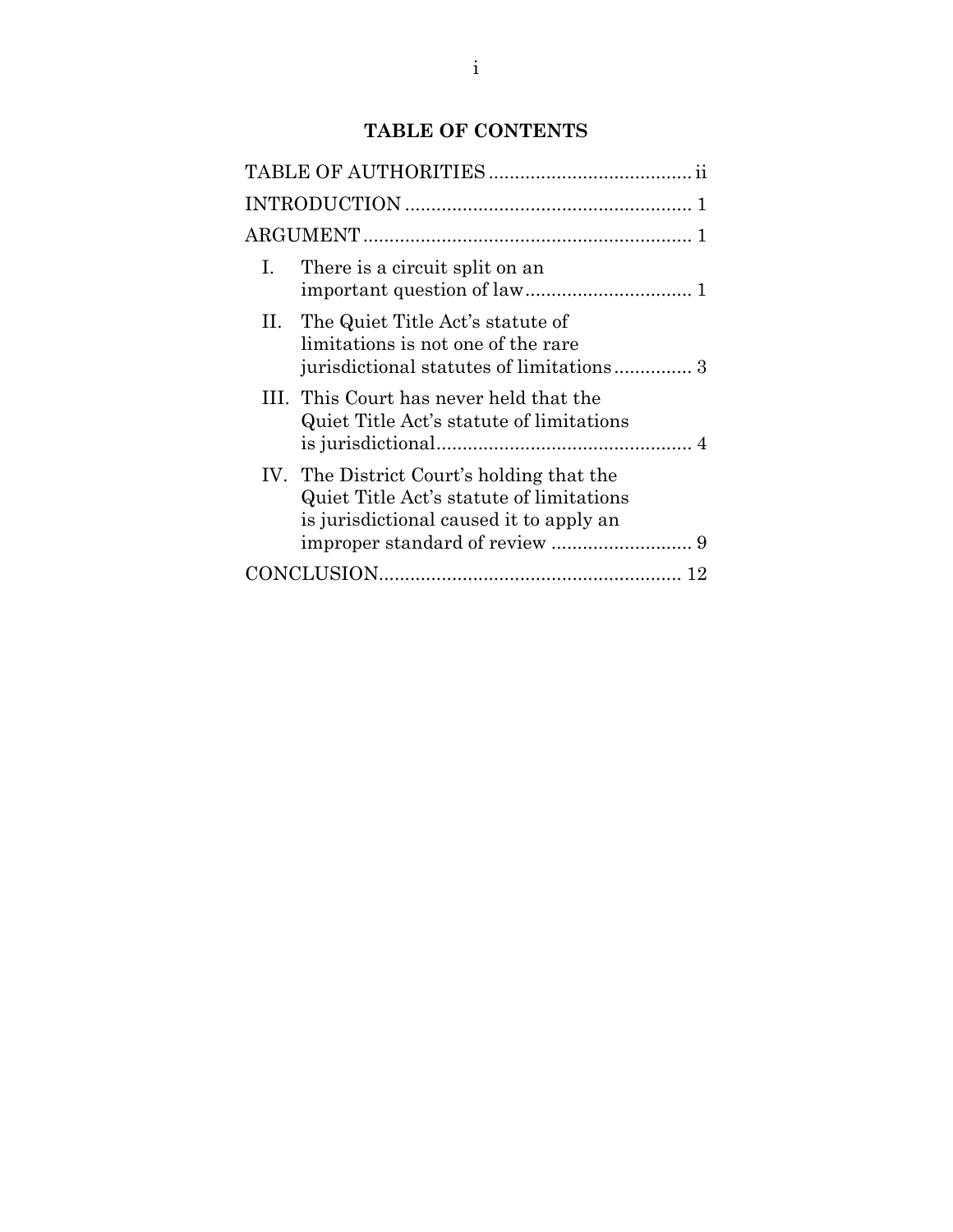## TABLE OF CONTENTS

TABLE OF AUTHORITIES ....................................... ii

INTRODUCTION ....................................................... 1

ARGUMENT ............................................................... 1

I. There is a circuit split on an important question of law ................................ 1

II. The Quiet Title Act's statute of limitations is not one of the rare jurisdictional statutes of limitations ............... 3

III. This Court has never held that the Quiet Title Act's statute of limitations is jurisdictional ................................................. 4

IV. The District Court's holding that the Quiet Title Act's statute of limitations is jurisdictional caused it to apply an improper standard of review ........................... 9

CONCLUSION......................................................... 12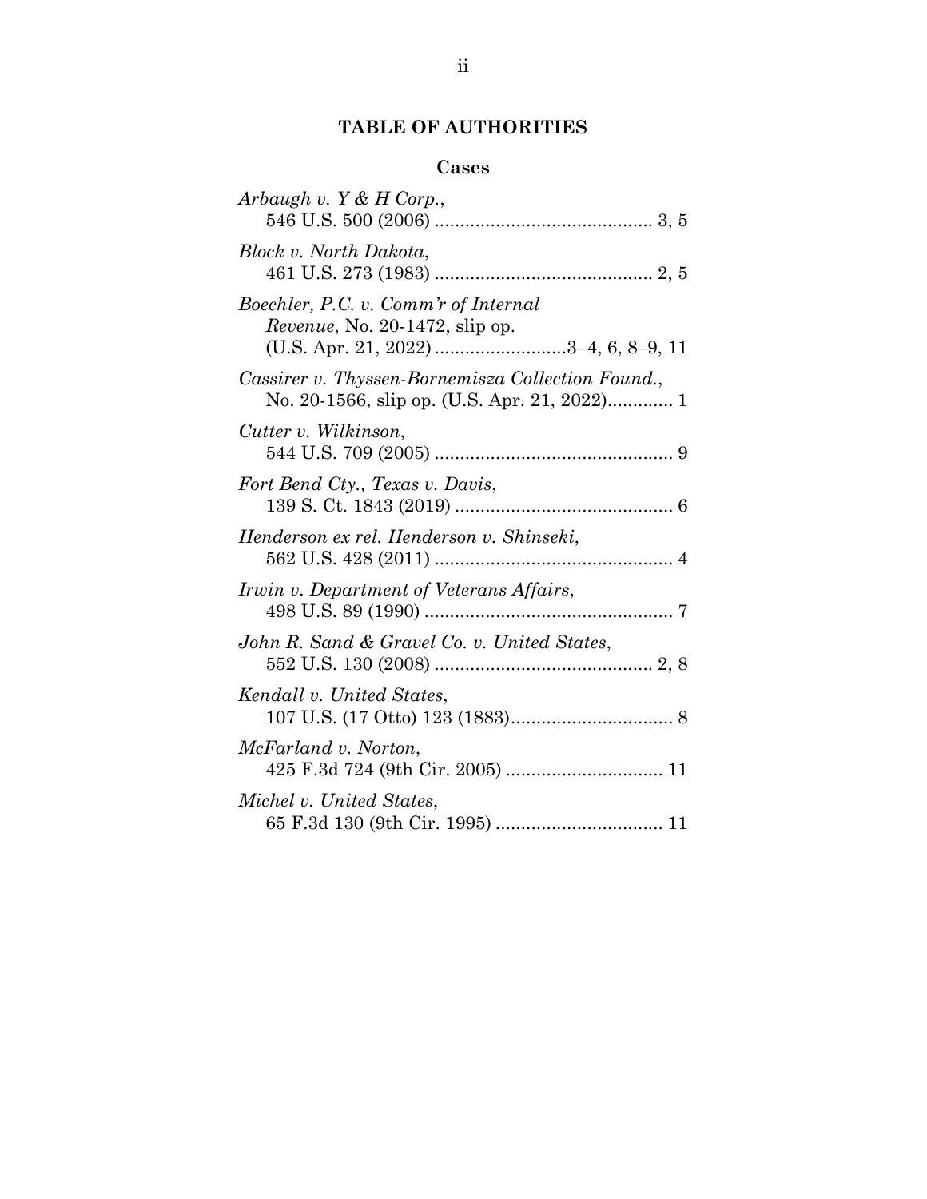## TABLE OF AUTHORITIES

### Cases

*Arbaugh v. Y & H Corp.*,
546 U.S. 500 (2006) .......................................... 3, 5

*Block v. North Dakota*,
461 U.S. 273 (1983) .......................................... 2, 5

*Boechler, P.C. v. Comm'r of Internal Revenue*, No. 20-1472, slip op. (U.S. Apr. 21, 2022) .........................3–4, 6, 8–9, 11

*Cassirer v. Thyssen-Bornemisza Collection Found.*, No. 20-1566, slip op. (U.S. Apr. 21, 2022)............. 1

*Cutter v. Wilkinson*,
544 U.S. 709 (2005) ............................................... 9

*Fort Bend Cty., Texas v. Davis*,
139 S. Ct. 1843 (2019) ........................................... 6

*Henderson ex rel. Henderson v. Shinseki*,
562 U.S. 428 (2011) ............................................... 4

*Irwin v. Department of Veterans Affairs*,
498 U.S. 89 (1990) ................................................. 7

*John R. Sand & Gravel Co. v. United States*,
552 U.S. 130 (2008) .......................................... 2, 8

*Kendall v. United States*,
107 U.S. (17 Otto) 123 (1883)................................ 8

*McFarland v. Norton*,
425 F.3d 724 (9th Cir. 2005) ............................... 11

*Michel v. United States*,
65 F.3d 130 (9th Cir. 1995) ................................. 11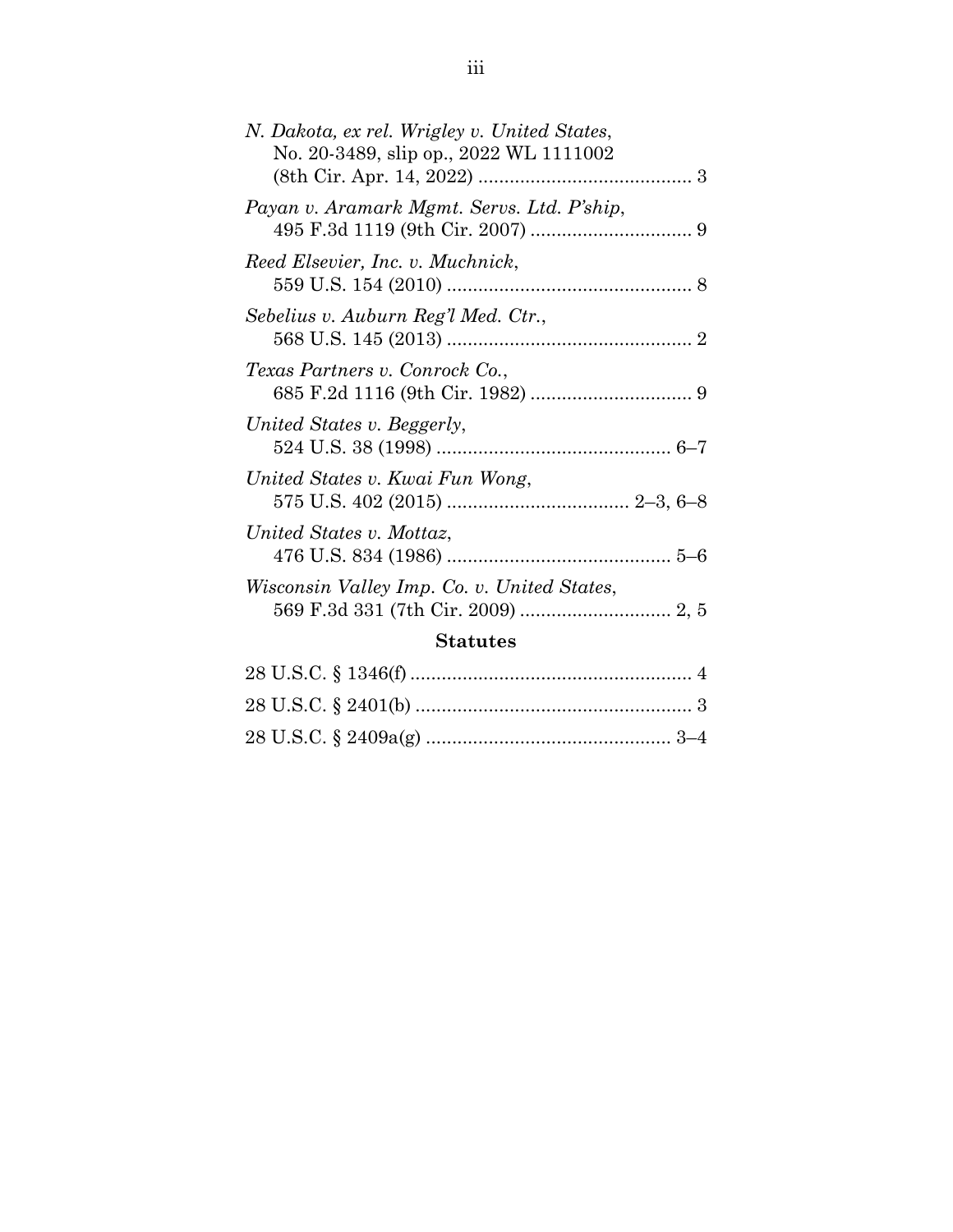*N. Dakota, ex rel. Wrigley v. United States*,
No. 20-3489, slip op., 2022 WL 1111002
(8th Cir. Apr. 14, 2022) ........................................ 3

*Payan v. Aramark Mgmt. Servs. Ltd. P'ship*,
495 F.3d 1119 (9th Cir. 2007) .............................. 9

*Reed Elsevier, Inc. v. Muchnick*,
559 U.S. 154 (2010) .............................................. 8

*Sebelius v. Auburn Reg'l Med. Ctr.*,
568 U.S. 145 (2013) .............................................. 2

*Texas Partners v. Conrock Co.*,
685 F.2d 1116 (9th Cir. 1982) .............................. 9

*United States v. Beggerly*,
524 U.S. 38 (1998) ............................................ 6–7

*United States v. Kwai Fun Wong*,
575 U.S. 402 (2015) .................................. 2–3, 6–8

*United States v. Mottaz*,
476 U.S. 834 (1986) .......................................... 5–6

*Wisconsin Valley Imp. Co. v. United States*,
569 F.3d 331 (7th Cir. 2009) ............................ 2, 5

**Statutes**

28 U.S.C. § 1346(f) ...................................................... 4

28 U.S.C. § 2401(b) ..................................................... 3

28 U.S.C. § 2409a(g) .............................................. 3–4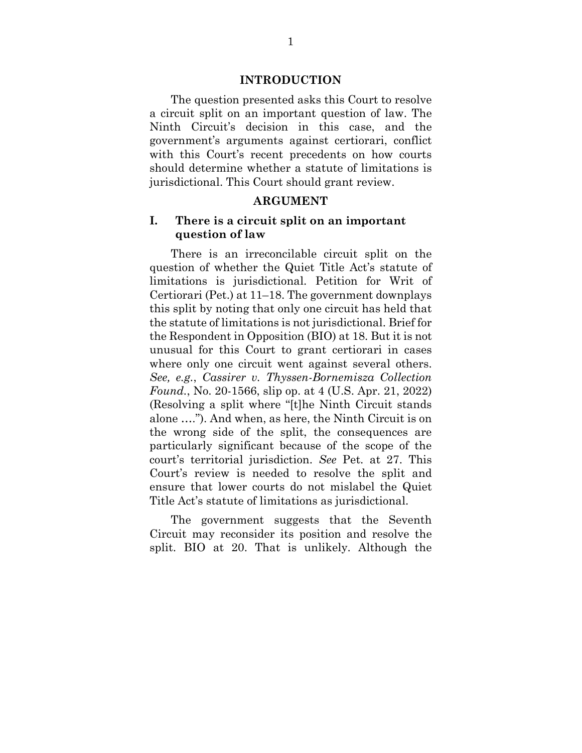## INTRODUCTION

The question presented asks this Court to resolve a circuit split on an important question of law. The Ninth Circuit's decision in this case, and the government's arguments against certiorari, conflict with this Court's recent precedents on how courts should determine whether a statute of limitations is jurisdictional. This Court should grant review.

## ARGUMENT

### I. There is a circuit split on an important question of law

There is an irreconcilable circuit split on the question of whether the Quiet Title Act's statute of limitations is jurisdictional. Petition for Writ of Certiorari (Pet.) at 11–18. The government downplays this split by noting that only one circuit has held that the statute of limitations is not jurisdictional. Brief for the Respondent in Opposition (BIO) at 18. But it is not unusual for this Court to grant certiorari in cases where only one circuit went against several others. *See, e.g.*, *Cassirer v. Thyssen-Bornemisza Collection Found.*, No. 20-1566, slip op. at 4 (U.S. Apr. 21, 2022) (Resolving a split where "[t]he Ninth Circuit stands alone ...."). And when, as here, the Ninth Circuit is on the wrong side of the split, the consequences are particularly significant because of the scope of the court's territorial jurisdiction. *See* Pet. at 27. This Court's review is needed to resolve the split and ensure that lower courts do not mislabel the Quiet Title Act's statute of limitations as jurisdictional.

The government suggests that the Seventh Circuit may reconsider its position and resolve the split. BIO at 20. That is unlikely. Although the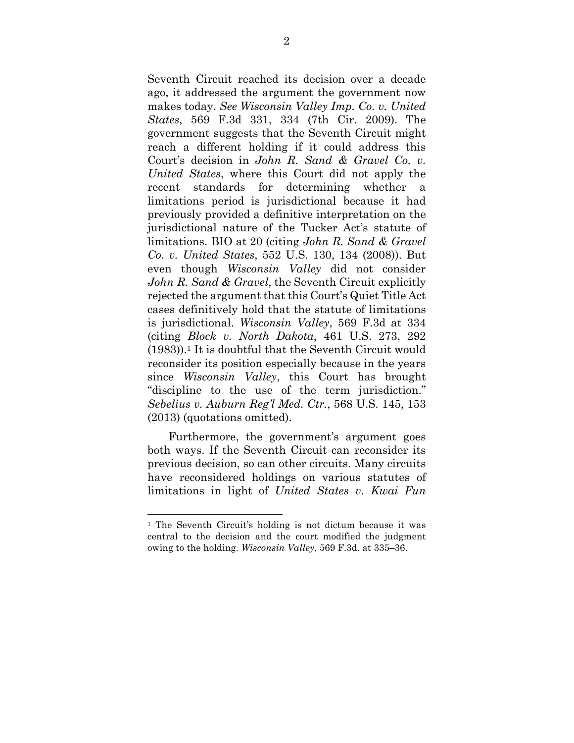Seventh Circuit reached its decision over a decade ago, it addressed the argument the government now makes today. *See Wisconsin Valley Imp. Co. v. United States*, 569 F.3d 331, 334 (7th Cir. 2009). The government suggests that the Seventh Circuit might reach a different holding if it could address this Court's decision in *John R. Sand & Gravel Co. v. United States*, where this Court did not apply the recent standards for determining whether a limitations period is jurisdictional because it had previously provided a definitive interpretation on the jurisdictional nature of the Tucker Act's statute of limitations. BIO at 20 (citing *John R. Sand & Gravel Co. v. United States*, 552 U.S. 130, 134 (2008)). But even though *Wisconsin Valley* did not consider *John R. Sand & Gravel*, the Seventh Circuit explicitly rejected the argument that this Court's Quiet Title Act cases definitively hold that the statute of limitations is jurisdictional. *Wisconsin Valley*, 569 F.3d at 334 (citing *Block v. North Dakota*, 461 U.S. 273, 292 (1983)).[1] It is doubtful that the Seventh Circuit would reconsider its position especially because in the years since *Wisconsin Valley*, this Court has brought "discipline to the use of the term jurisdiction." *Sebelius v. Auburn Reg'l Med. Ctr.*, 568 U.S. 145, 153 (2013) (quotations omitted).

Furthermore, the government's argument goes both ways. If the Seventh Circuit can reconsider its previous decision, so can other circuits. Many circuits have reconsidered holdings on various statutes of limitations in light of *United States v. Kwai Fun*

---

[1] The Seventh Circuit's holding is not dictum because it was central to the decision and the court modified the judgment owing to the holding. *Wisconsin Valley*, 569 F.3d. at 335–36.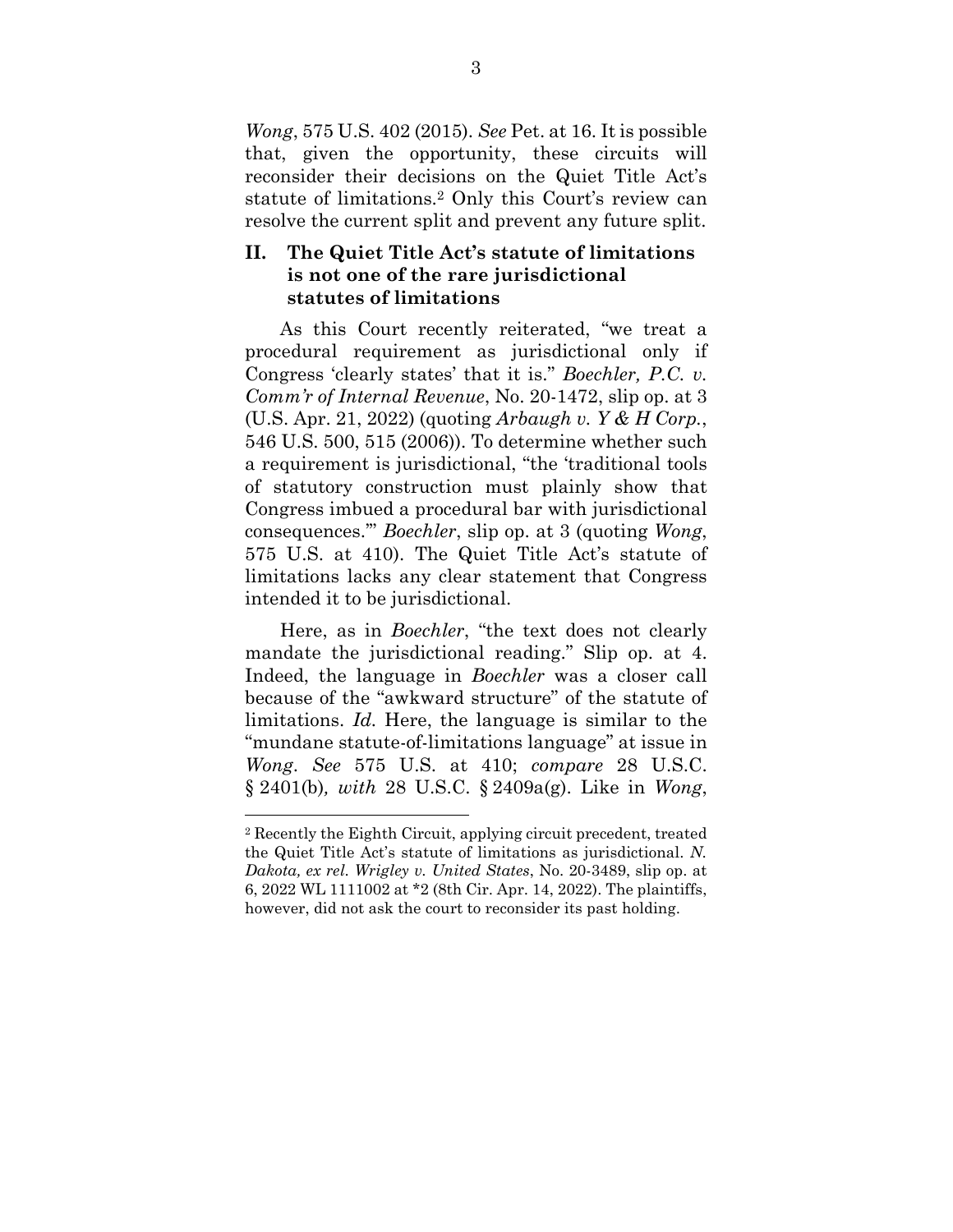*Wong*, 575 U.S. 402 (2015). *See* Pet. at 16. It is possible that, given the opportunity, these circuits will reconsider their decisions on the Quiet Title Act's statute of limitations.[2] Only this Court's review can resolve the current split and prevent any future split.

## II. The Quiet Title Act's statute of limitations is not one of the rare jurisdictional statutes of limitations

As this Court recently reiterated, "we treat a procedural requirement as jurisdictional only if Congress 'clearly states' that it is." *Boechler, P.C. v. Comm'r of Internal Revenue*, No. 20-1472, slip op. at 3 (U.S. Apr. 21, 2022) (quoting *Arbaugh v. Y & H Corp.*, 546 U.S. 500, 515 (2006)). To determine whether such a requirement is jurisdictional, "the 'traditional tools of statutory construction must plainly show that Congress imbued a procedural bar with jurisdictional consequences.'" *Boechler*, slip op. at 3 (quoting *Wong*, 575 U.S. at 410). The Quiet Title Act's statute of limitations lacks any clear statement that Congress intended it to be jurisdictional.

Here, as in *Boechler*, "the text does not clearly mandate the jurisdictional reading." Slip op. at 4. Indeed, the language in *Boechler* was a closer call because of the "awkward structure" of the statute of limitations. *Id.* Here, the language is similar to the "mundane statute-of-limitations language" at issue in *Wong*. *See* 575 U.S. at 410; *compare* 28 U.S.C. § 2401(b)*, with* 28 U.S.C. § 2409a(g). Like in *Wong*,

---

[2] Recently the Eighth Circuit, applying circuit precedent, treated the Quiet Title Act's statute of limitations as jurisdictional. *N. Dakota, ex rel. Wrigley v. United States*, No. 20-3489, slip op. at 6, 2022 WL 1111002 at *2 (8th Cir. Apr. 14, 2022). The plaintiffs, however, did not ask the court to reconsider its past holding.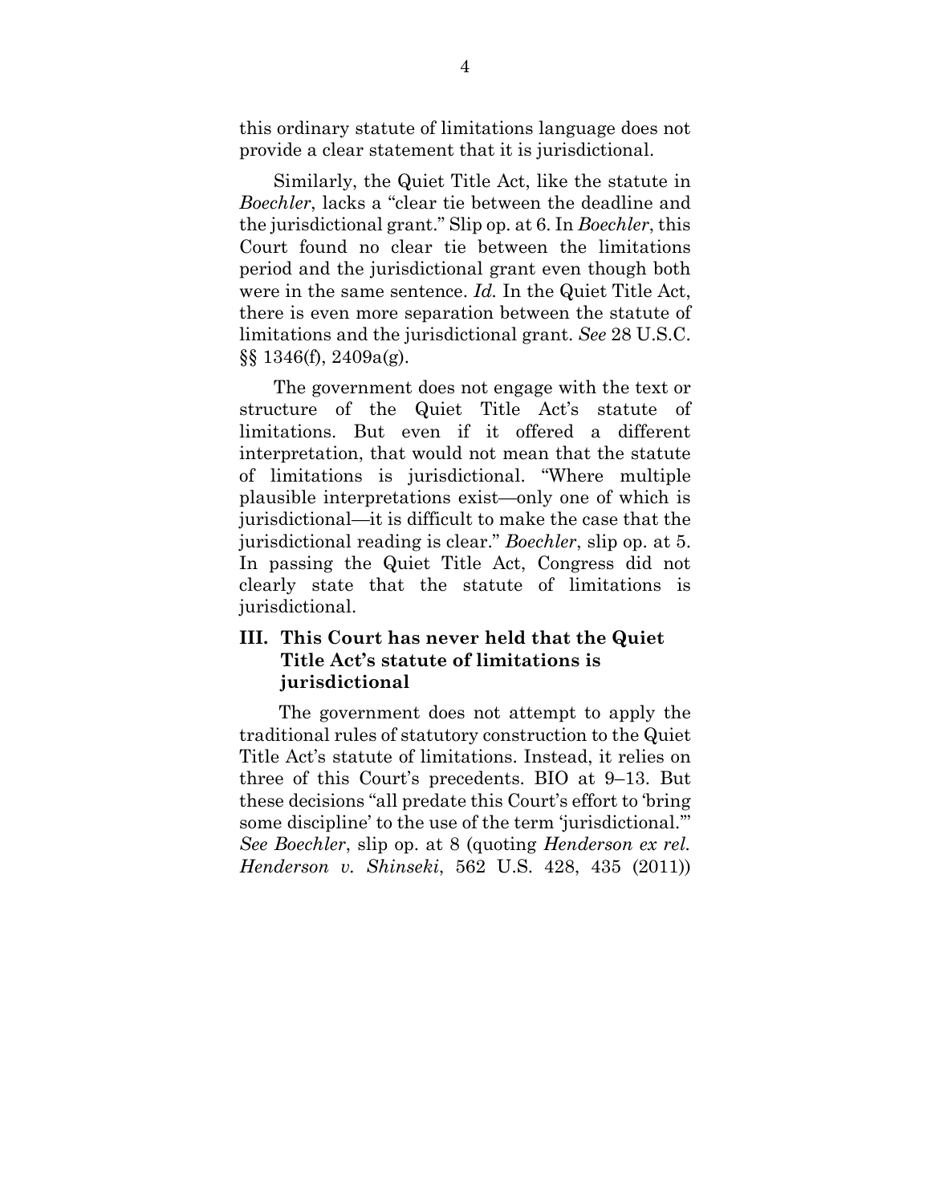this ordinary statute of limitations language does not provide a clear statement that it is jurisdictional.

Similarly, the Quiet Title Act, like the statute in *Boechler*, lacks a "clear tie between the deadline and the jurisdictional grant." Slip op. at 6. In *Boechler*, this Court found no clear tie between the limitations period and the jurisdictional grant even though both were in the same sentence. *Id.* In the Quiet Title Act, there is even more separation between the statute of limitations and the jurisdictional grant. *See* 28 U.S.C. §§ 1346(f), 2409a(g).

The government does not engage with the text or structure of the Quiet Title Act's statute of limitations. But even if it offered a different interpretation, that would not mean that the statute of limitations is jurisdictional. "Where multiple plausible interpretations exist—only one of which is jurisdictional—it is difficult to make the case that the jurisdictional reading is clear." *Boechler*, slip op. at 5. In passing the Quiet Title Act, Congress did not clearly state that the statute of limitations is jurisdictional.

## III. This Court has never held that the Quiet Title Act's statute of limitations is jurisdictional

The government does not attempt to apply the traditional rules of statutory construction to the Quiet Title Act's statute of limitations. Instead, it relies on three of this Court's precedents. BIO at 9–13. But these decisions "all predate this Court's effort to 'bring some discipline' to the use of the term 'jurisdictional.'" *See Boechler*, slip op. at 8 (quoting *Henderson ex rel. Henderson v. Shinseki*, 562 U.S. 428, 435 (2011))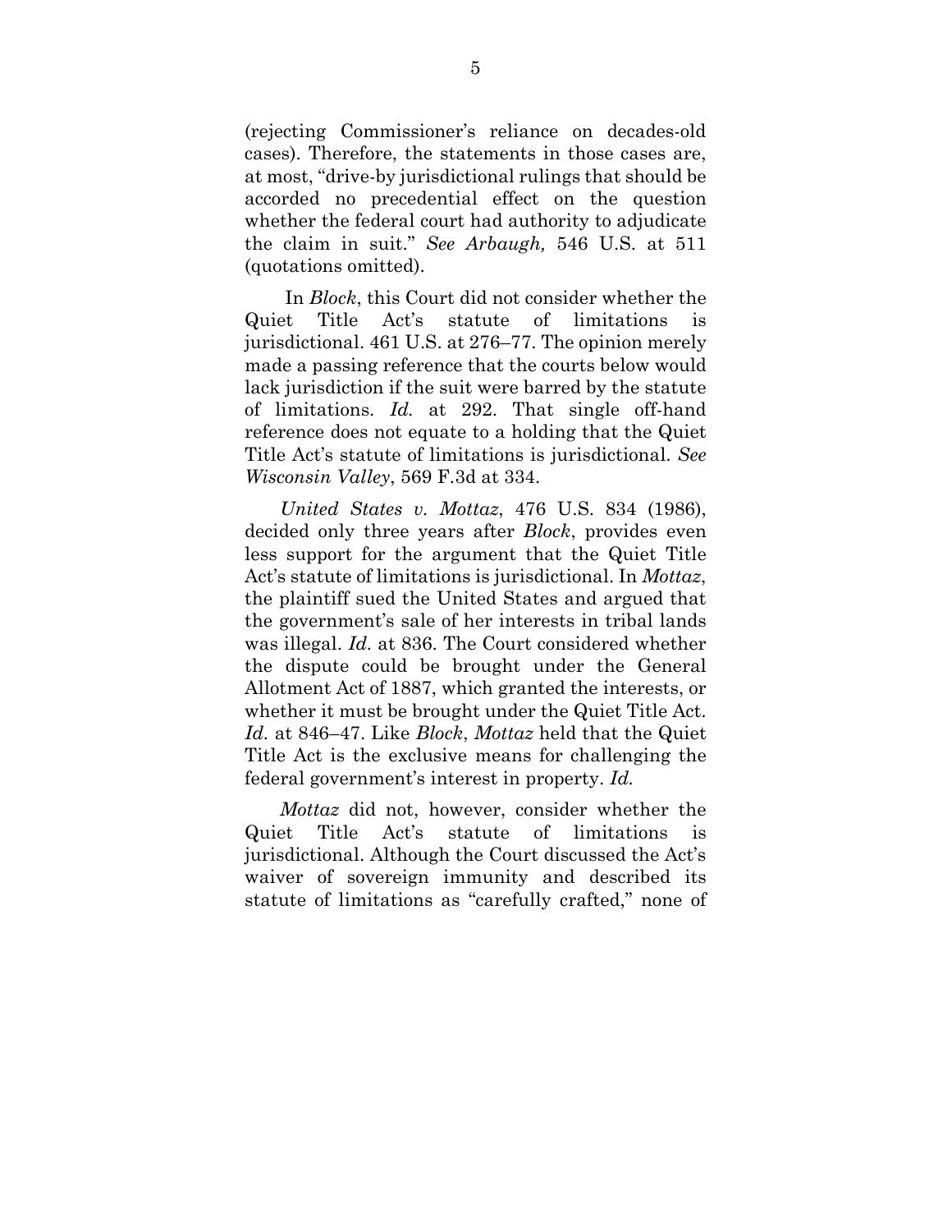(rejecting Commissioner's reliance on decades-old cases). Therefore, the statements in those cases are, at most, "drive-by jurisdictional rulings that should be accorded no precedential effect on the question whether the federal court had authority to adjudicate the claim in suit." *See Arbaugh,* 546 U.S. at 511 (quotations omitted).

In *Block*, this Court did not consider whether the Quiet Title Act's statute of limitations is jurisdictional. 461 U.S. at 276–77. The opinion merely made a passing reference that the courts below would lack jurisdiction if the suit were barred by the statute of limitations. *Id.* at 292. That single off-hand reference does not equate to a holding that the Quiet Title Act's statute of limitations is jurisdictional. *See Wisconsin Valley*, 569 F.3d at 334.

*United States v. Mottaz*, 476 U.S. 834 (1986), decided only three years after *Block*, provides even less support for the argument that the Quiet Title Act's statute of limitations is jurisdictional. In *Mottaz*, the plaintiff sued the United States and argued that the government's sale of her interests in tribal lands was illegal. *Id.* at 836. The Court considered whether the dispute could be brought under the General Allotment Act of 1887, which granted the interests, or whether it must be brought under the Quiet Title Act. *Id.* at 846–47. Like *Block*, *Mottaz* held that the Quiet Title Act is the exclusive means for challenging the federal government's interest in property. *Id.*

*Mottaz* did not, however, consider whether the Quiet Title Act's statute of limitations is jurisdictional. Although the Court discussed the Act's waiver of sovereign immunity and described its statute of limitations as "carefully crafted," none of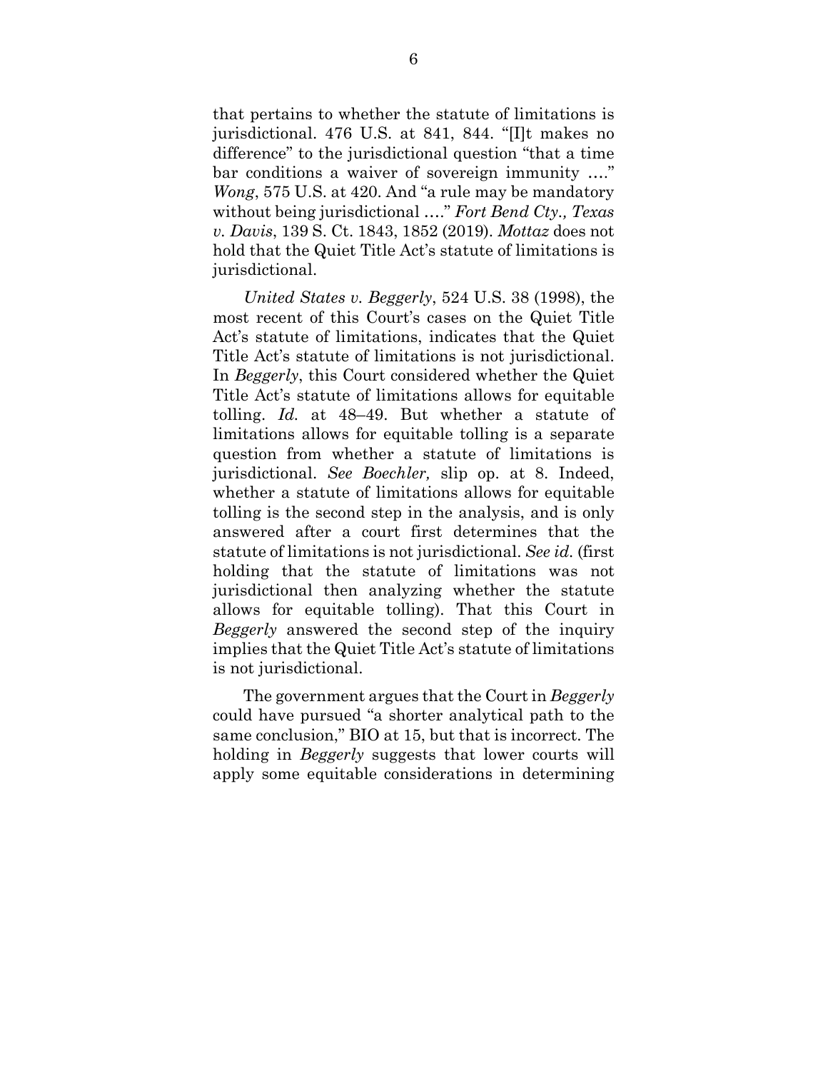that pertains to whether the statute of limitations is jurisdictional. 476 U.S. at 841, 844. "[I]t makes no difference" to the jurisdictional question "that a time bar conditions a waiver of sovereign immunity …." *Wong*, 575 U.S. at 420. And "a rule may be mandatory without being jurisdictional …." *Fort Bend Cty., Texas v. Davis*, 139 S. Ct. 1843, 1852 (2019). *Mottaz* does not hold that the Quiet Title Act's statute of limitations is jurisdictional.

*United States v. Beggerly*, 524 U.S. 38 (1998), the most recent of this Court's cases on the Quiet Title Act's statute of limitations, indicates that the Quiet Title Act's statute of limitations is not jurisdictional. In *Beggerly*, this Court considered whether the Quiet Title Act's statute of limitations allows for equitable tolling. *Id.* at 48–49. But whether a statute of limitations allows for equitable tolling is a separate question from whether a statute of limitations is jurisdictional. *See Boechler,* slip op. at 8. Indeed, whether a statute of limitations allows for equitable tolling is the second step in the analysis, and is only answered after a court first determines that the statute of limitations is not jurisdictional. *See id.* (first holding that the statute of limitations was not jurisdictional then analyzing whether the statute allows for equitable tolling). That this Court in *Beggerly* answered the second step of the inquiry implies that the Quiet Title Act's statute of limitations is not jurisdictional.

The government argues that the Court in *Beggerly* could have pursued "a shorter analytical path to the same conclusion," BIO at 15, but that is incorrect. The holding in *Beggerly* suggests that lower courts will apply some equitable considerations in determining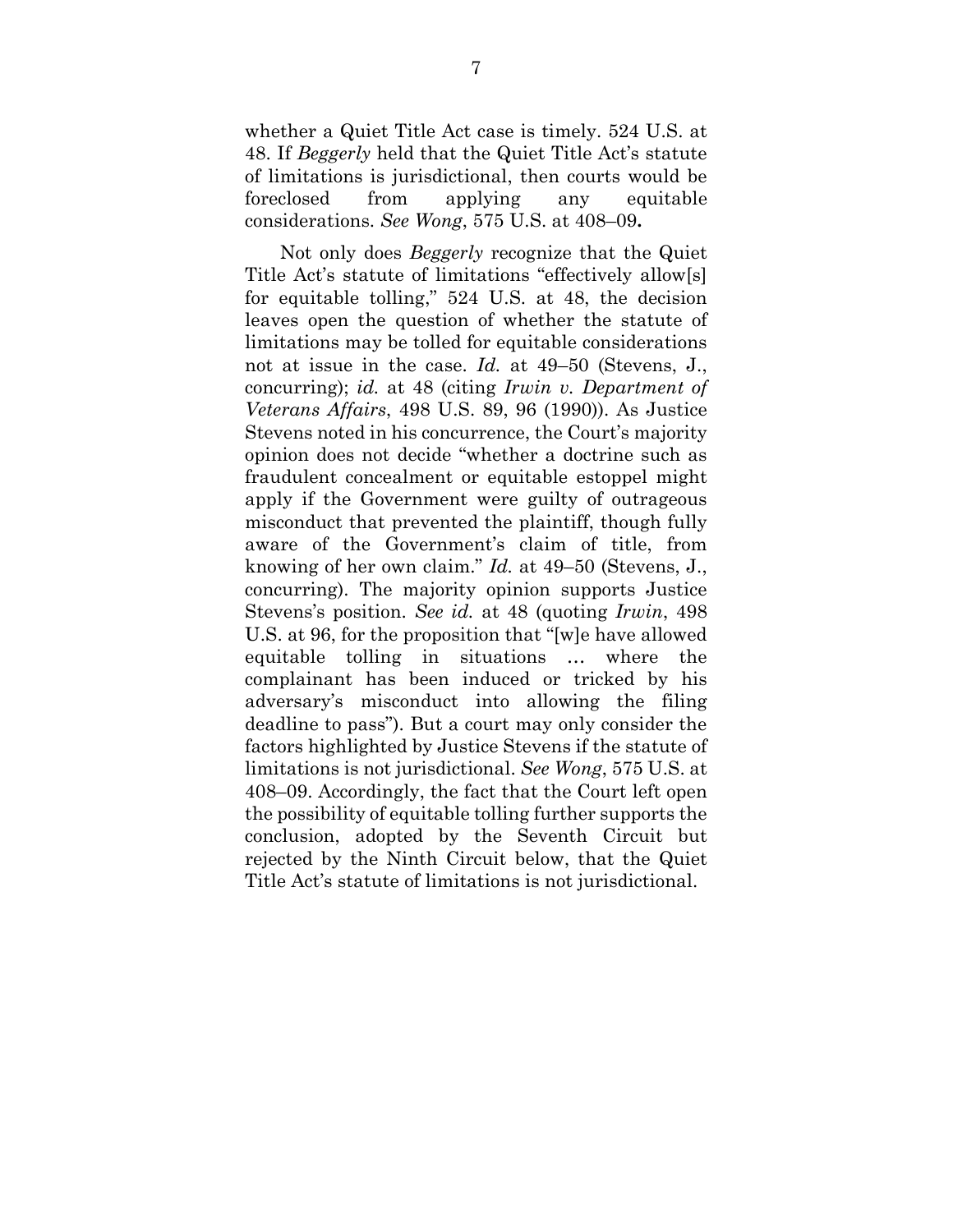whether a Quiet Title Act case is timely. 524 U.S. at 48. If *Beggerly* held that the Quiet Title Act's statute of limitations is jurisdictional, then courts would be foreclosed from applying any equitable considerations. *See Wong*, 575 U.S. at 408–09**.**

Not only does *Beggerly* recognize that the Quiet Title Act's statute of limitations "effectively allow[s] for equitable tolling," 524 U.S. at 48, the decision leaves open the question of whether the statute of limitations may be tolled for equitable considerations not at issue in the case. *Id.* at 49–50 (Stevens, J., concurring); *id.* at 48 (citing *Irwin v. Department of Veterans Affairs*, 498 U.S. 89, 96 (1990)). As Justice Stevens noted in his concurrence, the Court's majority opinion does not decide "whether a doctrine such as fraudulent concealment or equitable estoppel might apply if the Government were guilty of outrageous misconduct that prevented the plaintiff, though fully aware of the Government's claim of title, from knowing of her own claim." *Id.* at 49–50 (Stevens, J., concurring). The majority opinion supports Justice Stevens's position. *See id.* at 48 (quoting *Irwin*, 498 U.S. at 96, for the proposition that "[w]e have allowed equitable tolling in situations … where the complainant has been induced or tricked by his adversary's misconduct into allowing the filing deadline to pass"). But a court may only consider the factors highlighted by Justice Stevens if the statute of limitations is not jurisdictional. *See Wong*, 575 U.S. at 408–09. Accordingly, the fact that the Court left open the possibility of equitable tolling further supports the conclusion, adopted by the Seventh Circuit but rejected by the Ninth Circuit below, that the Quiet Title Act's statute of limitations is not jurisdictional.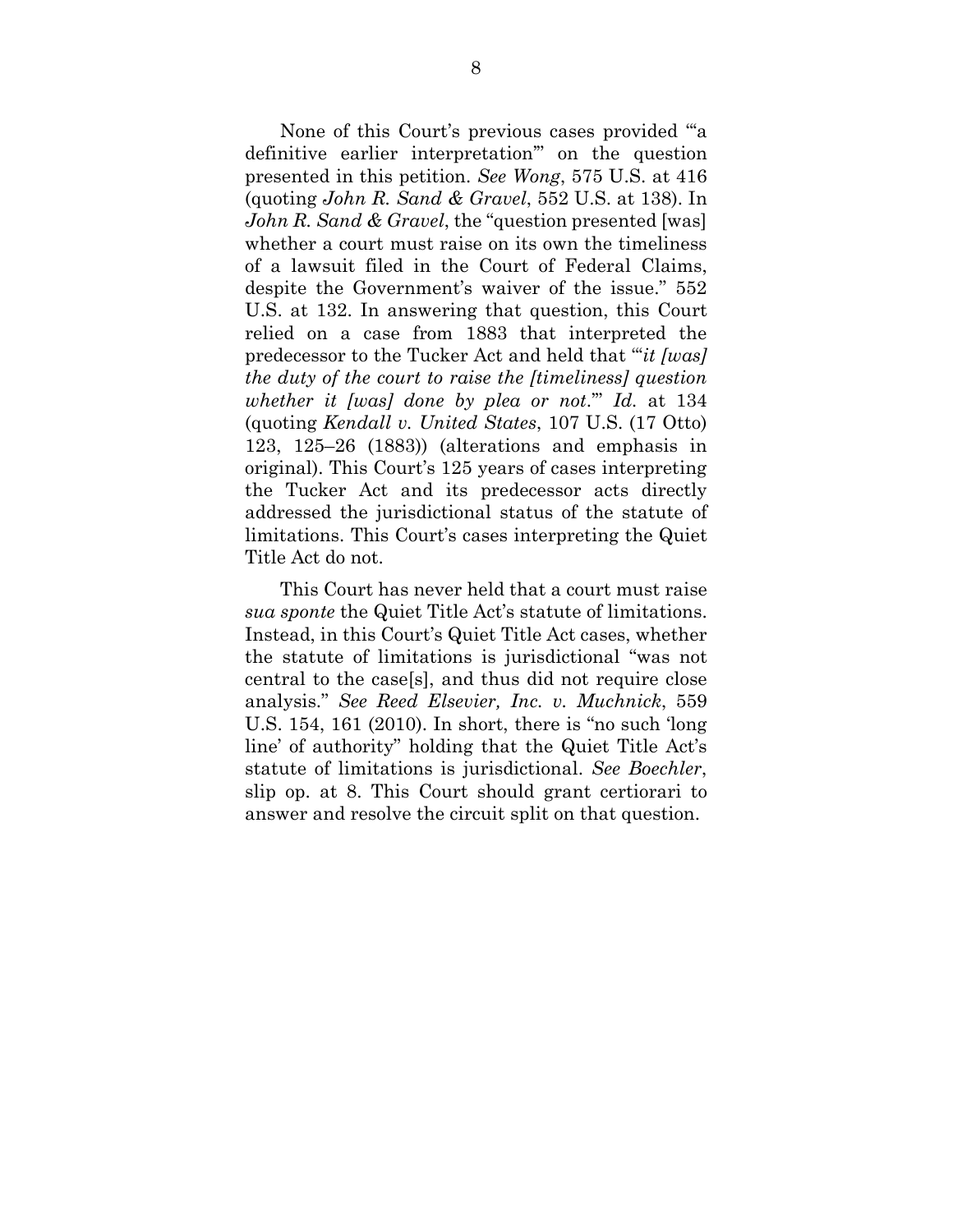None of this Court's previous cases provided "'a definitive earlier interpretation'" on the question presented in this petition. *See Wong*, 575 U.S. at 416 (quoting *John R. Sand & Gravel*, 552 U.S. at 138). In *John R. Sand & Gravel*, the "question presented [was] whether a court must raise on its own the timeliness of a lawsuit filed in the Court of Federal Claims, despite the Government's waiver of the issue." 552 U.S. at 132. In answering that question, this Court relied on a case from 1883 that interpreted the predecessor to the Tucker Act and held that "'*it [was] the duty of the court to raise the [timeliness] question whether it [was] done by plea or not*.'" *Id.* at 134 (quoting *Kendall v. United States*, 107 U.S. (17 Otto) 123, 125–26 (1883)) (alterations and emphasis in original). This Court's 125 years of cases interpreting the Tucker Act and its predecessor acts directly addressed the jurisdictional status of the statute of limitations. This Court's cases interpreting the Quiet Title Act do not.

This Court has never held that a court must raise *sua sponte* the Quiet Title Act's statute of limitations. Instead, in this Court's Quiet Title Act cases, whether the statute of limitations is jurisdictional "was not central to the case[s], and thus did not require close analysis." *See Reed Elsevier, Inc. v. Muchnick*, 559 U.S. 154, 161 (2010). In short, there is "no such 'long line' of authority" holding that the Quiet Title Act's statute of limitations is jurisdictional. *See Boechler*, slip op. at 8. This Court should grant certiorari to answer and resolve the circuit split on that question.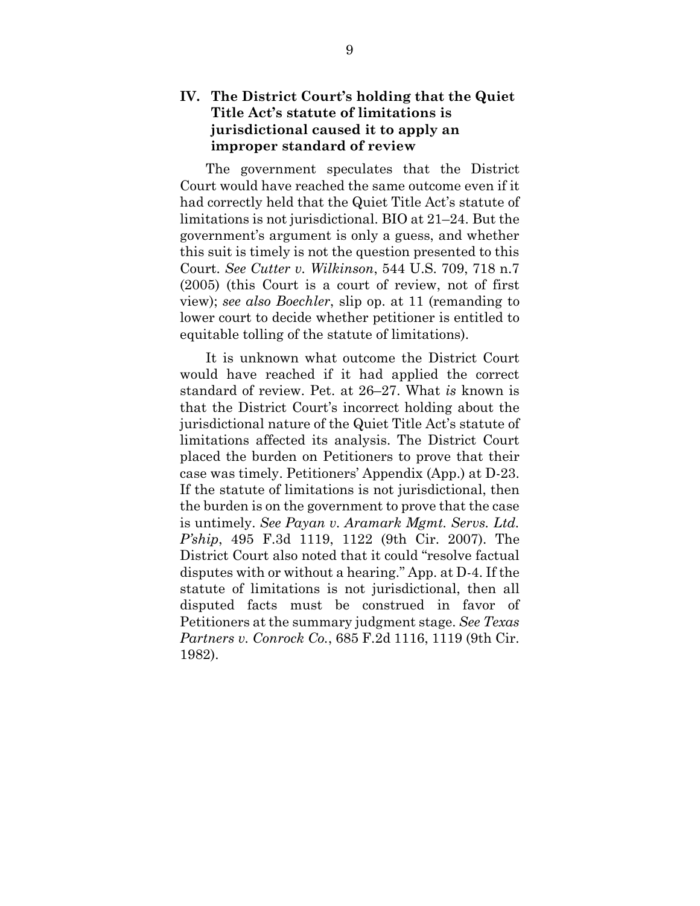## IV. The District Court's holding that the Quiet Title Act's statute of limitations is jurisdictional caused it to apply an improper standard of review

The government speculates that the District Court would have reached the same outcome even if it had correctly held that the Quiet Title Act's statute of limitations is not jurisdictional. BIO at 21–24. But the government's argument is only a guess, and whether this suit is timely is not the question presented to this Court. *See Cutter v. Wilkinson*, 544 U.S. 709, 718 n.7 (2005) (this Court is a court of review, not of first view); *see also Boechler*, slip op. at 11 (remanding to lower court to decide whether petitioner is entitled to equitable tolling of the statute of limitations).

It is unknown what outcome the District Court would have reached if it had applied the correct standard of review. Pet. at 26–27. What *is* known is that the District Court's incorrect holding about the jurisdictional nature of the Quiet Title Act's statute of limitations affected its analysis. The District Court placed the burden on Petitioners to prove that their case was timely. Petitioners' Appendix (App.) at D-23. If the statute of limitations is not jurisdictional, then the burden is on the government to prove that the case is untimely. *See Payan v. Aramark Mgmt. Servs. Ltd. P'ship*, 495 F.3d 1119, 1122 (9th Cir. 2007). The District Court also noted that it could "resolve factual disputes with or without a hearing." App. at D-4. If the statute of limitations is not jurisdictional, then all disputed facts must be construed in favor of Petitioners at the summary judgment stage. *See Texas Partners v. Conrock Co.*, 685 F.2d 1116, 1119 (9th Cir. 1982).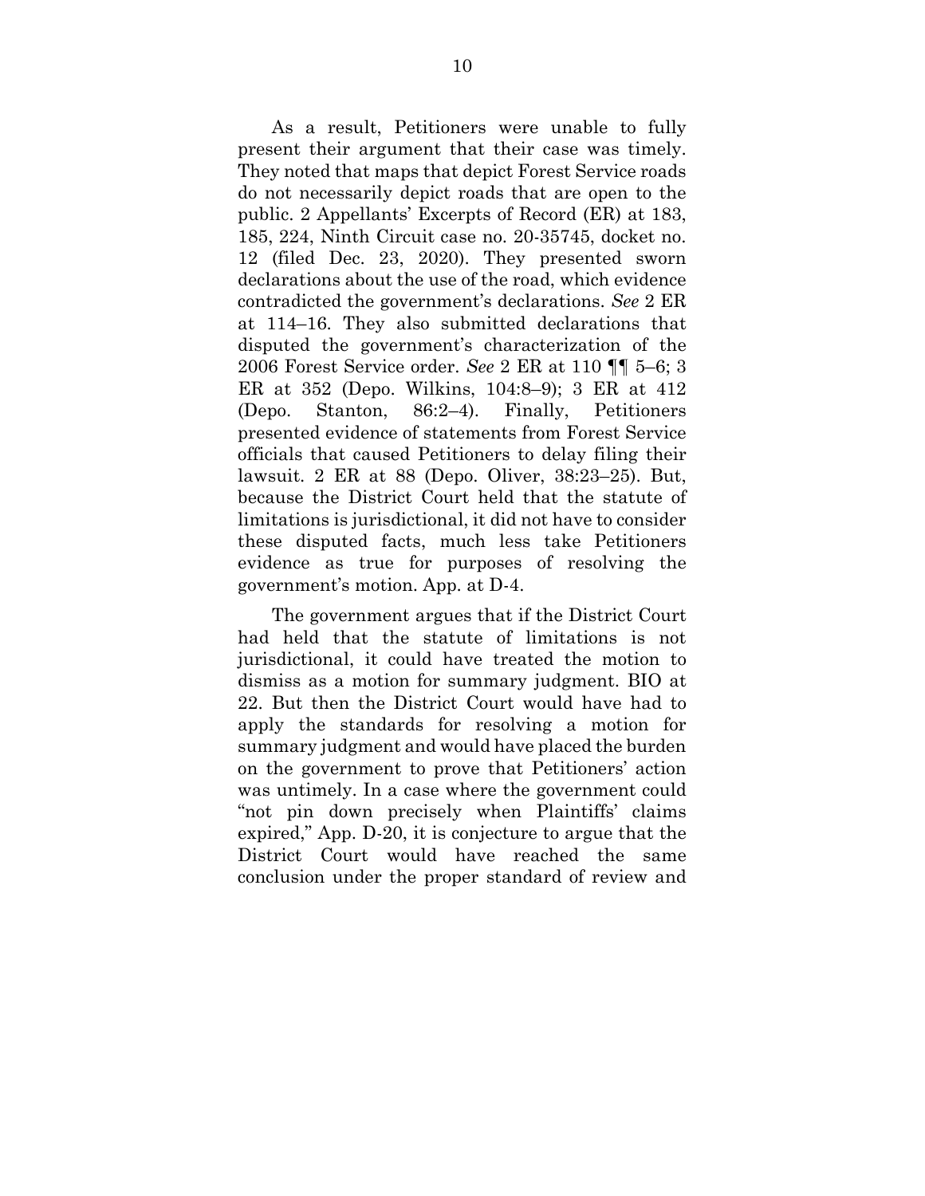As a result, Petitioners were unable to fully present their argument that their case was timely. They noted that maps that depict Forest Service roads do not necessarily depict roads that are open to the public. 2 Appellants' Excerpts of Record (ER) at 183, 185, 224, Ninth Circuit case no. 20-35745, docket no. 12 (filed Dec. 23, 2020). They presented sworn declarations about the use of the road, which evidence contradicted the government's declarations. *See* 2 ER at 114–16. They also submitted declarations that disputed the government's characterization of the 2006 Forest Service order. *See* 2 ER at 110 ¶¶ 5–6; 3 ER at 352 (Depo. Wilkins, 104:8–9); 3 ER at 412 (Depo. Stanton, 86:2–4). Finally, Petitioners presented evidence of statements from Forest Service officials that caused Petitioners to delay filing their lawsuit. 2 ER at 88 (Depo. Oliver, 38:23–25). But, because the District Court held that the statute of limitations is jurisdictional, it did not have to consider these disputed facts, much less take Petitioners evidence as true for purposes of resolving the government's motion. App. at D-4.

The government argues that if the District Court had held that the statute of limitations is not jurisdictional, it could have treated the motion to dismiss as a motion for summary judgment. BIO at 22. But then the District Court would have had to apply the standards for resolving a motion for summary judgment and would have placed the burden on the government to prove that Petitioners' action was untimely. In a case where the government could "not pin down precisely when Plaintiffs' claims expired," App. D-20, it is conjecture to argue that the District Court would have reached the same conclusion under the proper standard of review and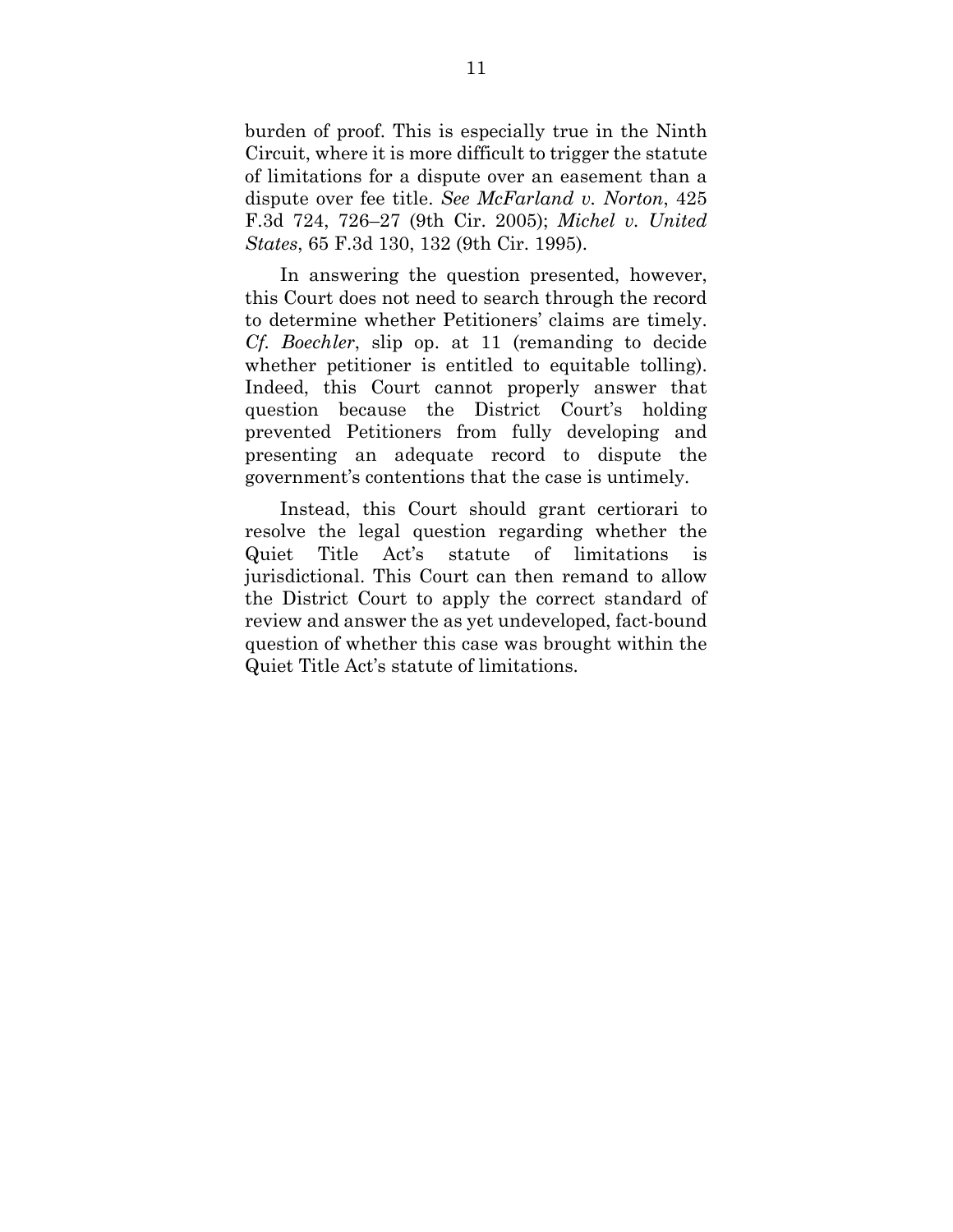burden of proof. This is especially true in the Ninth Circuit, where it is more difficult to trigger the statute of limitations for a dispute over an easement than a dispute over fee title. *See McFarland v. Norton*, 425 F.3d 724, 726–27 (9th Cir. 2005); *Michel v. United States*, 65 F.3d 130, 132 (9th Cir. 1995).

In answering the question presented, however, this Court does not need to search through the record to determine whether Petitioners' claims are timely. *Cf. Boechler*, slip op. at 11 (remanding to decide whether petitioner is entitled to equitable tolling). Indeed, this Court cannot properly answer that question because the District Court's holding prevented Petitioners from fully developing and presenting an adequate record to dispute the government's contentions that the case is untimely.

Instead, this Court should grant certiorari to resolve the legal question regarding whether the Quiet Title Act's statute of limitations is jurisdictional. This Court can then remand to allow the District Court to apply the correct standard of review and answer the as yet undeveloped, fact-bound question of whether this case was brought within the Quiet Title Act's statute of limitations.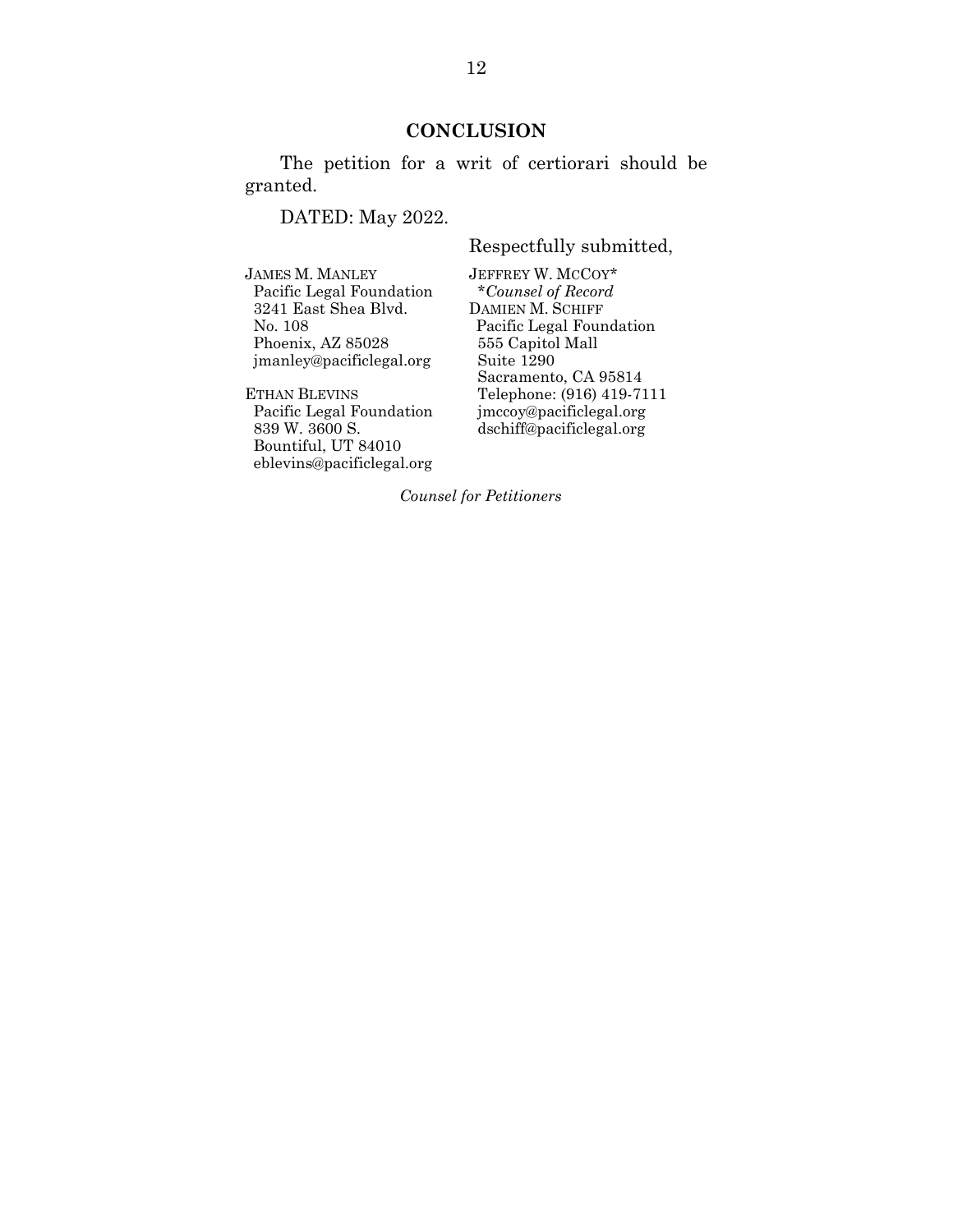## CONCLUSION

The petition for a writ of certiorari should be granted.

DATED: May 2022.

Respectfully submitted,

JEFFREY W. MCCOY*
*Counsel of Record*
DAMIEN M. SCHIFF
Pacific Legal Foundation
555 Capitol Mall
Suite 1290
Sacramento, CA 95814
Telephone: (916) 419-7111
jmccoy@pacificlegal.org
dschiff@pacificlegal.org

JAMES M. MANLEY
Pacific Legal Foundation
3241 East Shea Blvd.
No. 108
Phoenix, AZ 85028
jmanley@pacificlegal.org

ETHAN BLEVINS
Pacific Legal Foundation
839 W. 3600 S.
Bountiful, UT 84010
eblevins@pacificlegal.org

*Counsel for Petitioners*